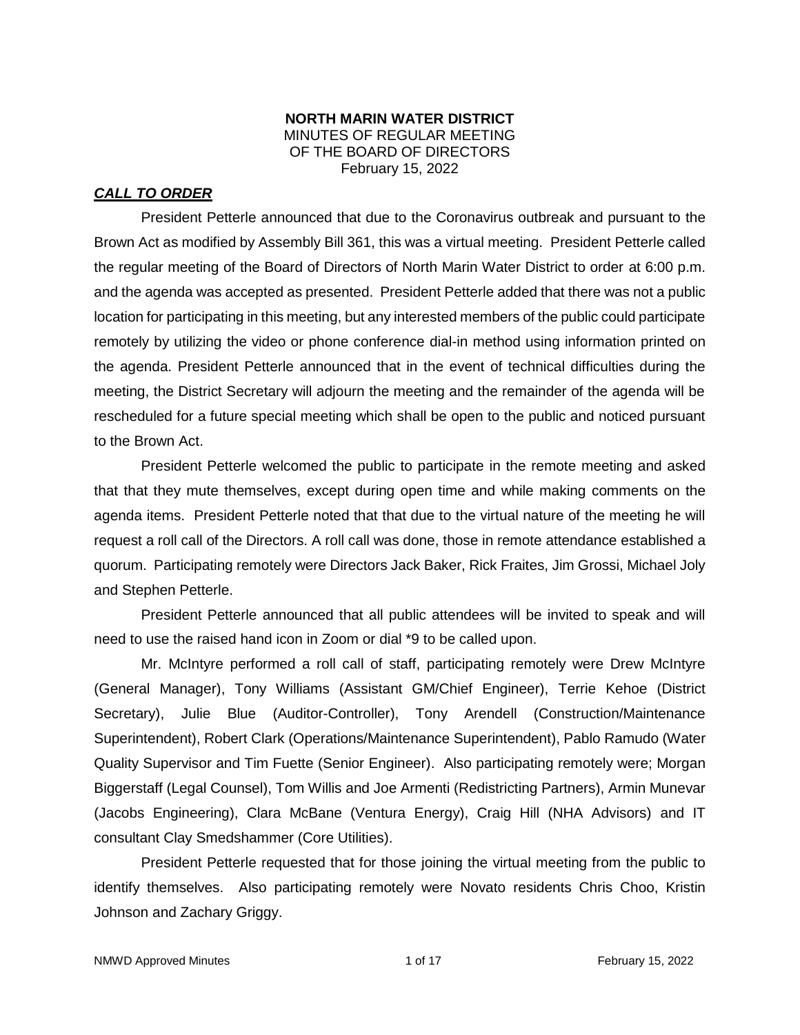**NORTH MARIN WATER DISTRICT**
MINUTES OF REGULAR MEETING
OF THE BOARD OF DIRECTORS
February 15, 2022

***CALL TO ORDER***

President Petterle announced that due to the Coronavirus outbreak and pursuant to the Brown Act as modified by Assembly Bill 361, this was a virtual meeting. President Petterle called the regular meeting of the Board of Directors of North Marin Water District to order at 6:00 p.m. and the agenda was accepted as presented. President Petterle added that there was not a public location for participating in this meeting, but any interested members of the public could participate remotely by utilizing the video or phone conference dial-in method using information printed on the agenda. President Petterle announced that in the event of technical difficulties during the meeting, the District Secretary will adjourn the meeting and the remainder of the agenda will be rescheduled for a future special meeting which shall be open to the public and noticed pursuant to the Brown Act.

President Petterle welcomed the public to participate in the remote meeting and asked that that they mute themselves, except during open time and while making comments on the agenda items. President Petterle noted that that due to the virtual nature of the meeting he will request a roll call of the Directors. A roll call was done, those in remote attendance established a quorum. Participating remotely were Directors Jack Baker, Rick Fraites, Jim Grossi, Michael Joly and Stephen Petterle.

President Petterle announced that all public attendees will be invited to speak and will need to use the raised hand icon in Zoom or dial *9 to be called upon.

Mr. McIntyre performed a roll call of staff, participating remotely were Drew McIntyre (General Manager), Tony Williams (Assistant GM/Chief Engineer), Terrie Kehoe (District Secretary), Julie Blue (Auditor-Controller), Tony Arendell (Construction/Maintenance Superintendent), Robert Clark (Operations/Maintenance Superintendent), Pablo Ramudo (Water Quality Supervisor and Tim Fuette (Senior Engineer). Also participating remotely were; Morgan Biggerstaff (Legal Counsel), Tom Willis and Joe Armenti (Redistricting Partners), Armin Munevar (Jacobs Engineering), Clara McBane (Ventura Energy), Craig Hill (NHA Advisors) and IT consultant Clay Smedshammer (Core Utilities).

President Petterle requested that for those joining the virtual meeting from the public to identify themselves. Also participating remotely were Novato residents Chris Choo, Kristin Johnson and Zachary Griggy.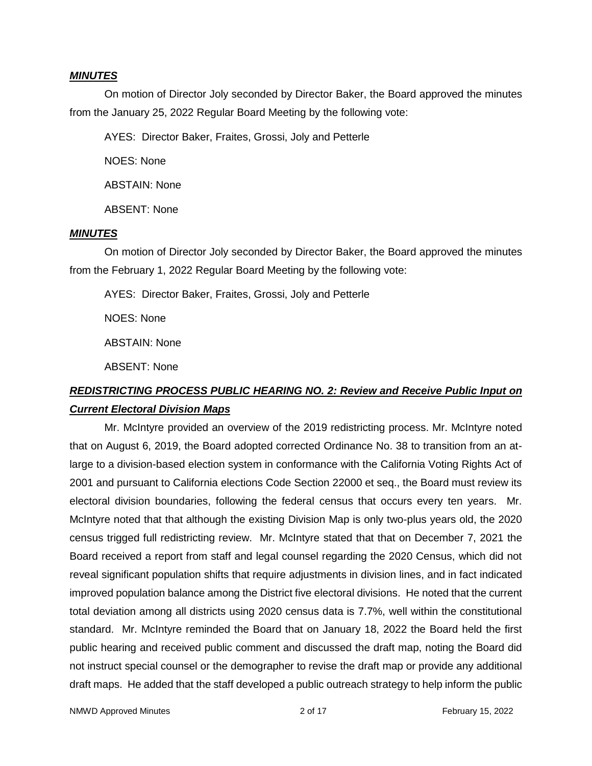***MINUTES***

On motion of Director Joly seconded by Director Baker, the Board approved the minutes from the January 25, 2022 Regular Board Meeting by the following vote:

AYES: Director Baker, Fraites, Grossi, Joly and Petterle

NOES: None

ABSTAIN: None

ABSENT: None

***MINUTES***

On motion of Director Joly seconded by Director Baker, the Board approved the minutes from the February 1, 2022 Regular Board Meeting by the following vote:

AYES: Director Baker, Fraites, Grossi, Joly and Petterle

NOES: None

ABSTAIN: None

ABSENT: None

***REDISTRICTING PROCESS PUBLIC HEARING NO. 2: Review and Receive Public Input on Current Electoral Division Maps***

Mr. McIntyre provided an overview of the 2019 redistricting process. Mr. McIntyre noted that on August 6, 2019, the Board adopted corrected Ordinance No. 38 to transition from an at-large to a division-based election system in conformance with the California Voting Rights Act of 2001 and pursuant to California elections Code Section 22000 et seq., the Board must review its electoral division boundaries, following the federal census that occurs every ten years. Mr. McIntyre noted that that although the existing Division Map is only two-plus years old, the 2020 census trigged full redistricting review. Mr. McIntyre stated that that on December 7, 2021 the Board received a report from staff and legal counsel regarding the 2020 Census, which did not reveal significant population shifts that require adjustments in division lines, and in fact indicated improved population balance among the District five electoral divisions. He noted that the current total deviation among all districts using 2020 census data is 7.7%, well within the constitutional standard. Mr. McIntyre reminded the Board that on January 18, 2022 the Board held the first public hearing and received public comment and discussed the draft map, noting the Board did not instruct special counsel or the demographer to revise the draft map or provide any additional draft maps. He added that the staff developed a public outreach strategy to help inform the public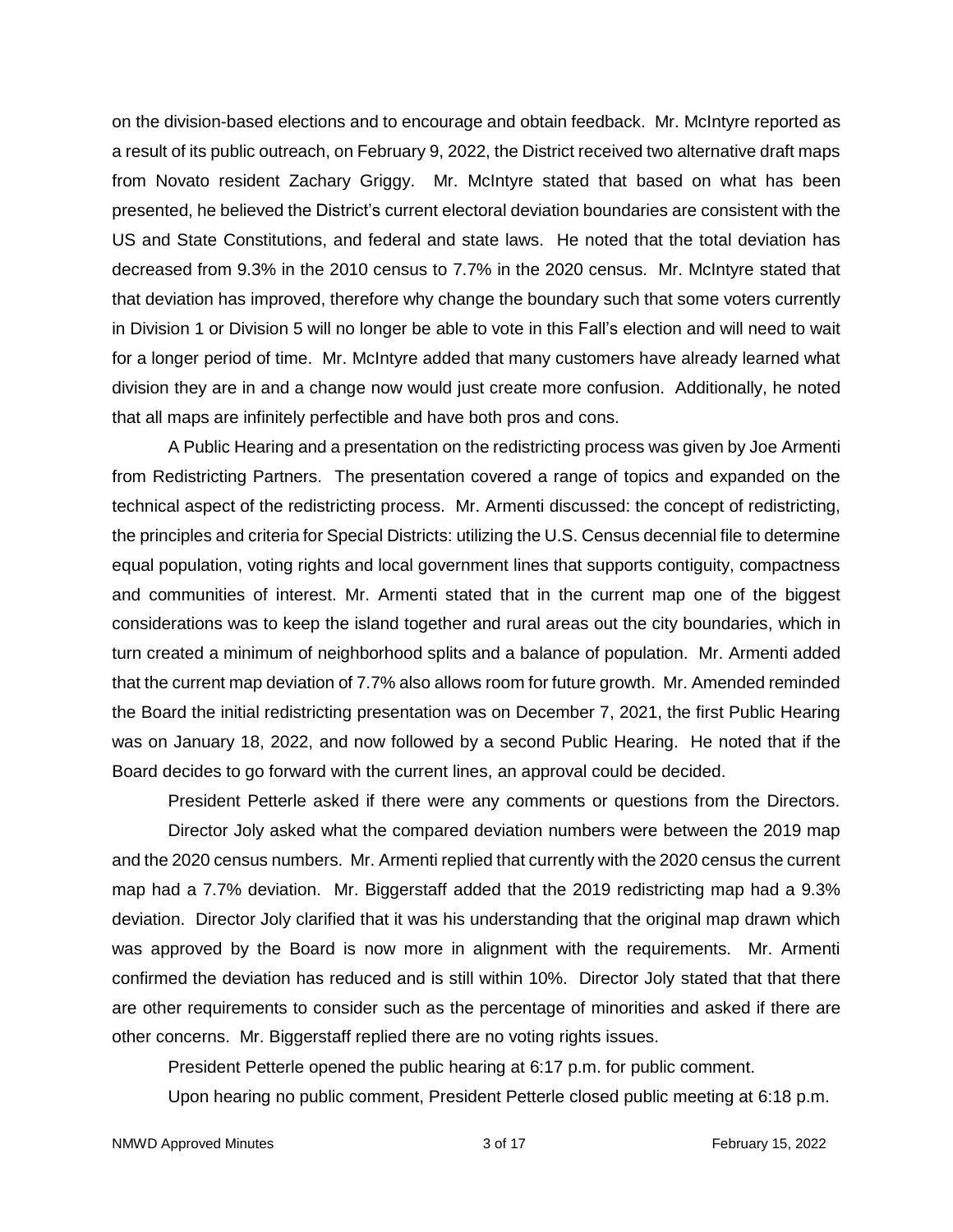on the division-based elections and to encourage and obtain feedback. Mr. McIntyre reported as a result of its public outreach, on February 9, 2022, the District received two alternative draft maps from Novato resident Zachary Griggy. Mr. McIntyre stated that based on what has been presented, he believed the District's current electoral deviation boundaries are consistent with the US and State Constitutions, and federal and state laws. He noted that the total deviation has decreased from 9.3% in the 2010 census to 7.7% in the 2020 census. Mr. McIntyre stated that that deviation has improved, therefore why change the boundary such that some voters currently in Division 1 or Division 5 will no longer be able to vote in this Fall's election and will need to wait for a longer period of time. Mr. McIntyre added that many customers have already learned what division they are in and a change now would just create more confusion. Additionally, he noted that all maps are infinitely perfectible and have both pros and cons.

A Public Hearing and a presentation on the redistricting process was given by Joe Armenti from Redistricting Partners. The presentation covered a range of topics and expanded on the technical aspect of the redistricting process. Mr. Armenti discussed: the concept of redistricting, the principles and criteria for Special Districts: utilizing the U.S. Census decennial file to determine equal population, voting rights and local government lines that supports contiguity, compactness and communities of interest. Mr. Armenti stated that in the current map one of the biggest considerations was to keep the island together and rural areas out the city boundaries, which in turn created a minimum of neighborhood splits and a balance of population. Mr. Armenti added that the current map deviation of 7.7% also allows room for future growth. Mr. Amended reminded the Board the initial redistricting presentation was on December 7, 2021, the first Public Hearing was on January 18, 2022, and now followed by a second Public Hearing. He noted that if the Board decides to go forward with the current lines, an approval could be decided.

President Petterle asked if there were any comments or questions from the Directors.

Director Joly asked what the compared deviation numbers were between the 2019 map and the 2020 census numbers. Mr. Armenti replied that currently with the 2020 census the current map had a 7.7% deviation. Mr. Biggerstaff added that the 2019 redistricting map had a 9.3% deviation. Director Joly clarified that it was his understanding that the original map drawn which was approved by the Board is now more in alignment with the requirements. Mr. Armenti confirmed the deviation has reduced and is still within 10%. Director Joly stated that that there are other requirements to consider such as the percentage of minorities and asked if there are other concerns. Mr. Biggerstaff replied there are no voting rights issues.

President Petterle opened the public hearing at 6:17 p.m. for public comment.

Upon hearing no public comment, President Petterle closed public meeting at 6:18 p.m.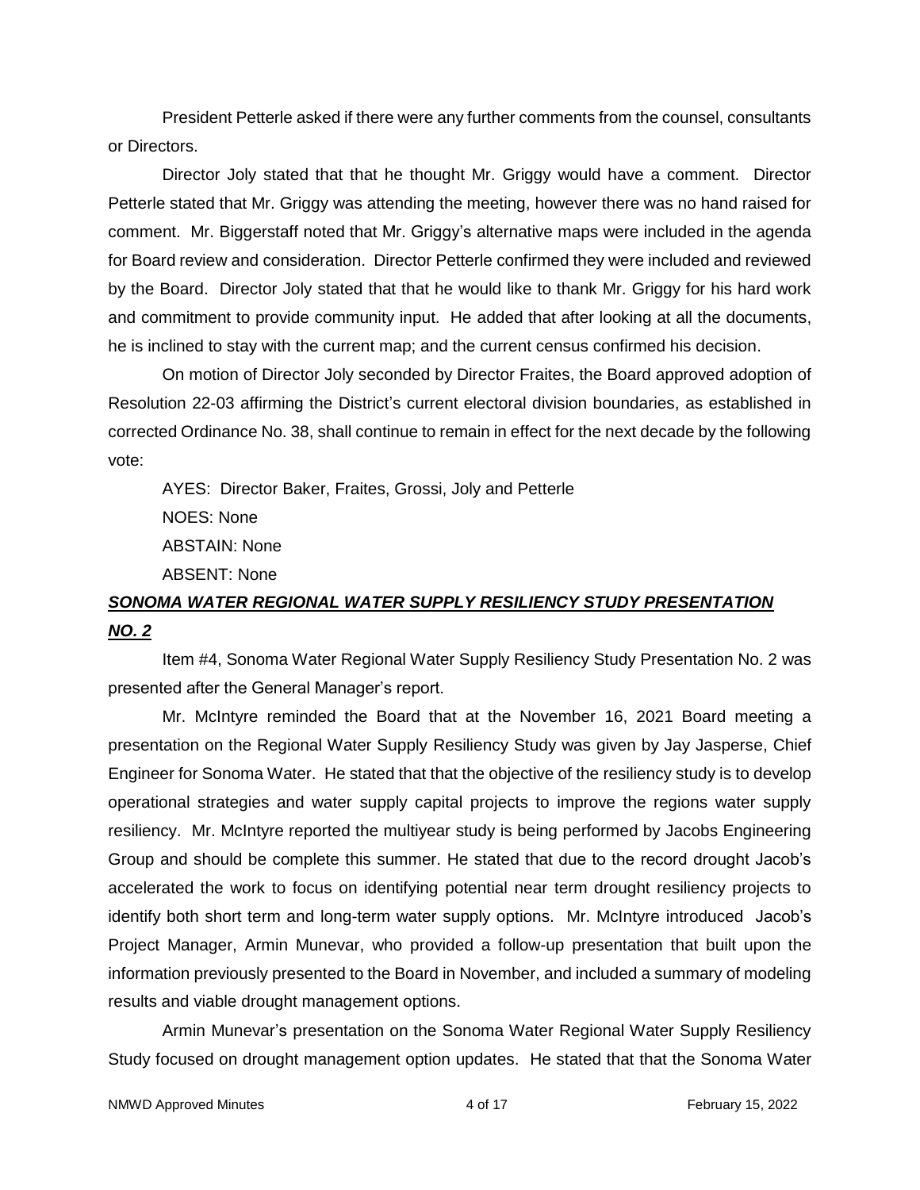President Petterle asked if there were any further comments from the counsel, consultants or Directors.

Director Joly stated that that he thought Mr. Griggy would have a comment. Director Petterle stated that Mr. Griggy was attending the meeting, however there was no hand raised for comment. Mr. Biggerstaff noted that Mr. Griggy's alternative maps were included in the agenda for Board review and consideration. Director Petterle confirmed they were included and reviewed by the Board. Director Joly stated that that he would like to thank Mr. Griggy for his hard work and commitment to provide community input. He added that after looking at all the documents, he is inclined to stay with the current map; and the current census confirmed his decision.

On motion of Director Joly seconded by Director Fraites, the Board approved adoption of Resolution 22-03 affirming the District's current electoral division boundaries, as established in corrected Ordinance No. 38, shall continue to remain in effect for the next decade by the following vote:

AYES: Director Baker, Fraites, Grossi, Joly and Petterle

NOES: None

ABSTAIN: None

ABSENT: None

## ***SONOMA WATER REGIONAL WATER SUPPLY RESILIENCY STUDY PRESENTATION NO. 2***

Item #4, Sonoma Water Regional Water Supply Resiliency Study Presentation No. 2 was presented after the General Manager's report.

Mr. McIntyre reminded the Board that at the November 16, 2021 Board meeting a presentation on the Regional Water Supply Resiliency Study was given by Jay Jasperse, Chief Engineer for Sonoma Water. He stated that that the objective of the resiliency study is to develop operational strategies and water supply capital projects to improve the regions water supply resiliency. Mr. McIntyre reported the multiyear study is being performed by Jacobs Engineering Group and should be complete this summer. He stated that due to the record drought Jacob's accelerated the work to focus on identifying potential near term drought resiliency projects to identify both short term and long-term water supply options. Mr. McIntyre introduced Jacob's Project Manager, Armin Munevar, who provided a follow-up presentation that built upon the information previously presented to the Board in November, and included a summary of modeling results and viable drought management options.

Armin Munevar's presentation on the Sonoma Water Regional Water Supply Resiliency Study focused on drought management option updates. He stated that that the Sonoma Water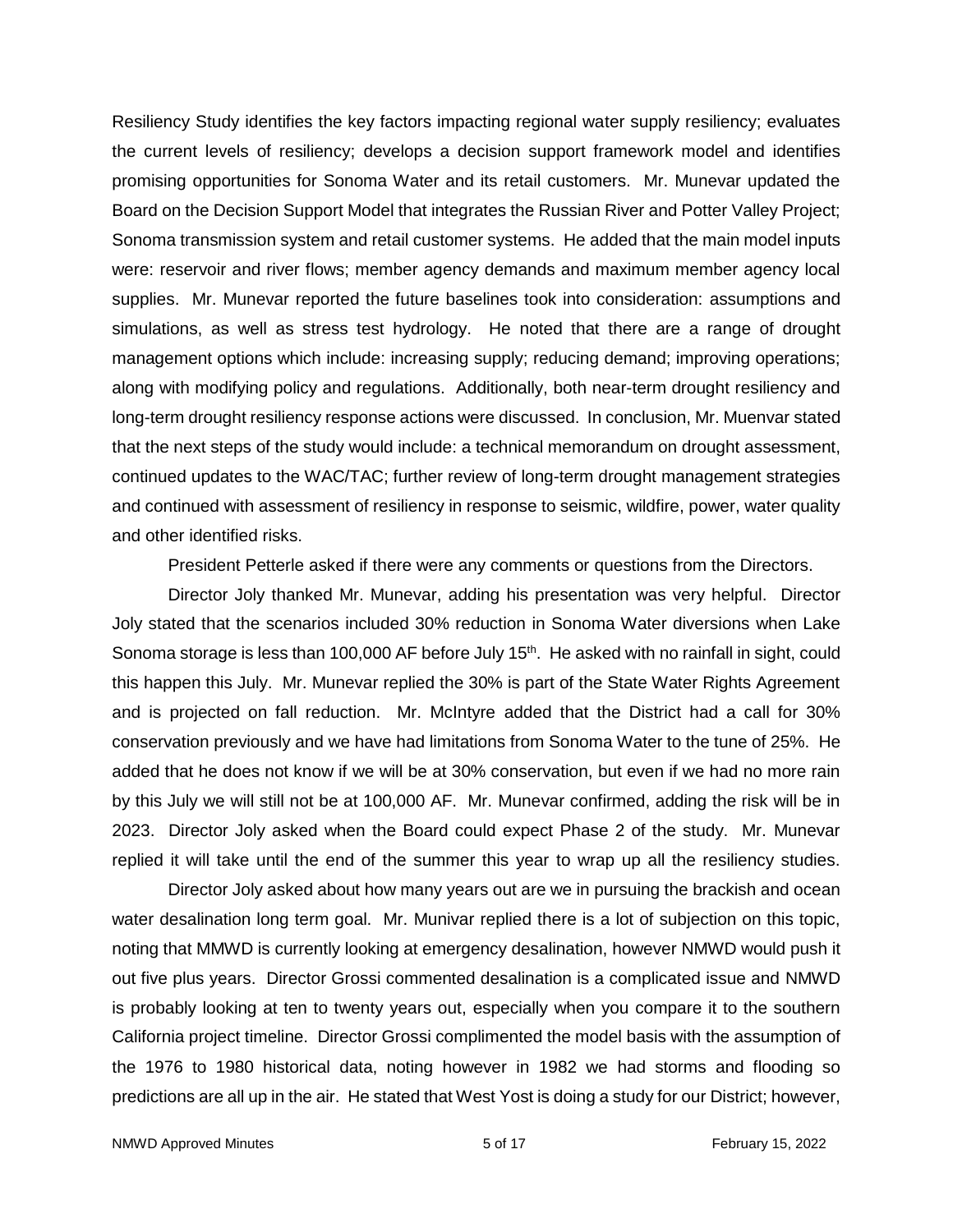Resiliency Study identifies the key factors impacting regional water supply resiliency; evaluates the current levels of resiliency; develops a decision support framework model and identifies promising opportunities for Sonoma Water and its retail customers. Mr. Munevar updated the Board on the Decision Support Model that integrates the Russian River and Potter Valley Project; Sonoma transmission system and retail customer systems. He added that the main model inputs were: reservoir and river flows; member agency demands and maximum member agency local supplies. Mr. Munevar reported the future baselines took into consideration: assumptions and simulations, as well as stress test hydrology. He noted that there are a range of drought management options which include: increasing supply; reducing demand; improving operations; along with modifying policy and regulations. Additionally, both near-term drought resiliency and long-term drought resiliency response actions were discussed. In conclusion, Mr. Muenvar stated that the next steps of the study would include: a technical memorandum on drought assessment, continued updates to the WAC/TAC; further review of long-term drought management strategies and continued with assessment of resiliency in response to seismic, wildfire, power, water quality and other identified risks.

President Petterle asked if there were any comments or questions from the Directors.

Director Joly thanked Mr. Munevar, adding his presentation was very helpful. Director Joly stated that the scenarios included 30% reduction in Sonoma Water diversions when Lake Sonoma storage is less than 100,000 AF before July 15th. He asked with no rainfall in sight, could this happen this July. Mr. Munevar replied the 30% is part of the State Water Rights Agreement and is projected on fall reduction. Mr. McIntyre added that the District had a call for 30% conservation previously and we have had limitations from Sonoma Water to the tune of 25%. He added that he does not know if we will be at 30% conservation, but even if we had no more rain by this July we will still not be at 100,000 AF. Mr. Munevar confirmed, adding the risk will be in 2023. Director Joly asked when the Board could expect Phase 2 of the study. Mr. Munevar replied it will take until the end of the summer this year to wrap up all the resiliency studies.

Director Joly asked about how many years out are we in pursuing the brackish and ocean water desalination long term goal. Mr. Munivar replied there is a lot of subjection on this topic, noting that MMWD is currently looking at emergency desalination, however NMWD would push it out five plus years. Director Grossi commented desalination is a complicated issue and NMWD is probably looking at ten to twenty years out, especially when you compare it to the southern California project timeline. Director Grossi complimented the model basis with the assumption of the 1976 to 1980 historical data, noting however in 1982 we had storms and flooding so predictions are all up in the air. He stated that West Yost is doing a study for our District; however,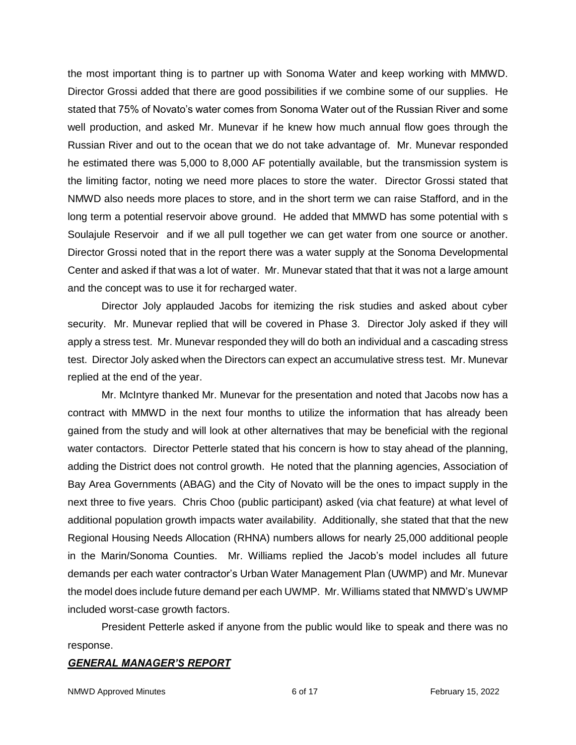the most important thing is to partner up with Sonoma Water and keep working with MMWD. Director Grossi added that there are good possibilities if we combine some of our supplies. He stated that 75% of Novato's water comes from Sonoma Water out of the Russian River and some well production, and asked Mr. Munevar if he knew how much annual flow goes through the Russian River and out to the ocean that we do not take advantage of. Mr. Munevar responded he estimated there was 5,000 to 8,000 AF potentially available, but the transmission system is the limiting factor, noting we need more places to store the water. Director Grossi stated that NMWD also needs more places to store, and in the short term we can raise Stafford, and in the long term a potential reservoir above ground. He added that MMWD has some potential with s Soulajule Reservoir and if we all pull together we can get water from one source or another. Director Grossi noted that in the report there was a water supply at the Sonoma Developmental Center and asked if that was a lot of water. Mr. Munevar stated that that it was not a large amount and the concept was to use it for recharged water.

Director Joly applauded Jacobs for itemizing the risk studies and asked about cyber security. Mr. Munevar replied that will be covered in Phase 3. Director Joly asked if they will apply a stress test. Mr. Munevar responded they will do both an individual and a cascading stress test. Director Joly asked when the Directors can expect an accumulative stress test. Mr. Munevar replied at the end of the year.

Mr. McIntyre thanked Mr. Munevar for the presentation and noted that Jacobs now has a contract with MMWD in the next four months to utilize the information that has already been gained from the study and will look at other alternatives that may be beneficial with the regional water contactors. Director Petterle stated that his concern is how to stay ahead of the planning, adding the District does not control growth. He noted that the planning agencies, Association of Bay Area Governments (ABAG) and the City of Novato will be the ones to impact supply in the next three to five years. Chris Choo (public participant) asked (via chat feature) at what level of additional population growth impacts water availability. Additionally, she stated that that the new Regional Housing Needs Allocation (RHNA) numbers allows for nearly 25,000 additional people in the Marin/Sonoma Counties. Mr. Williams replied the Jacob's model includes all future demands per each water contractor's Urban Water Management Plan (UWMP) and Mr. Munevar the model does include future demand per each UWMP. Mr. Williams stated that NMWD's UWMP included worst-case growth factors.

President Petterle asked if anyone from the public would like to speak and there was no response.

## ***GENERAL MANAGER'S REPORT***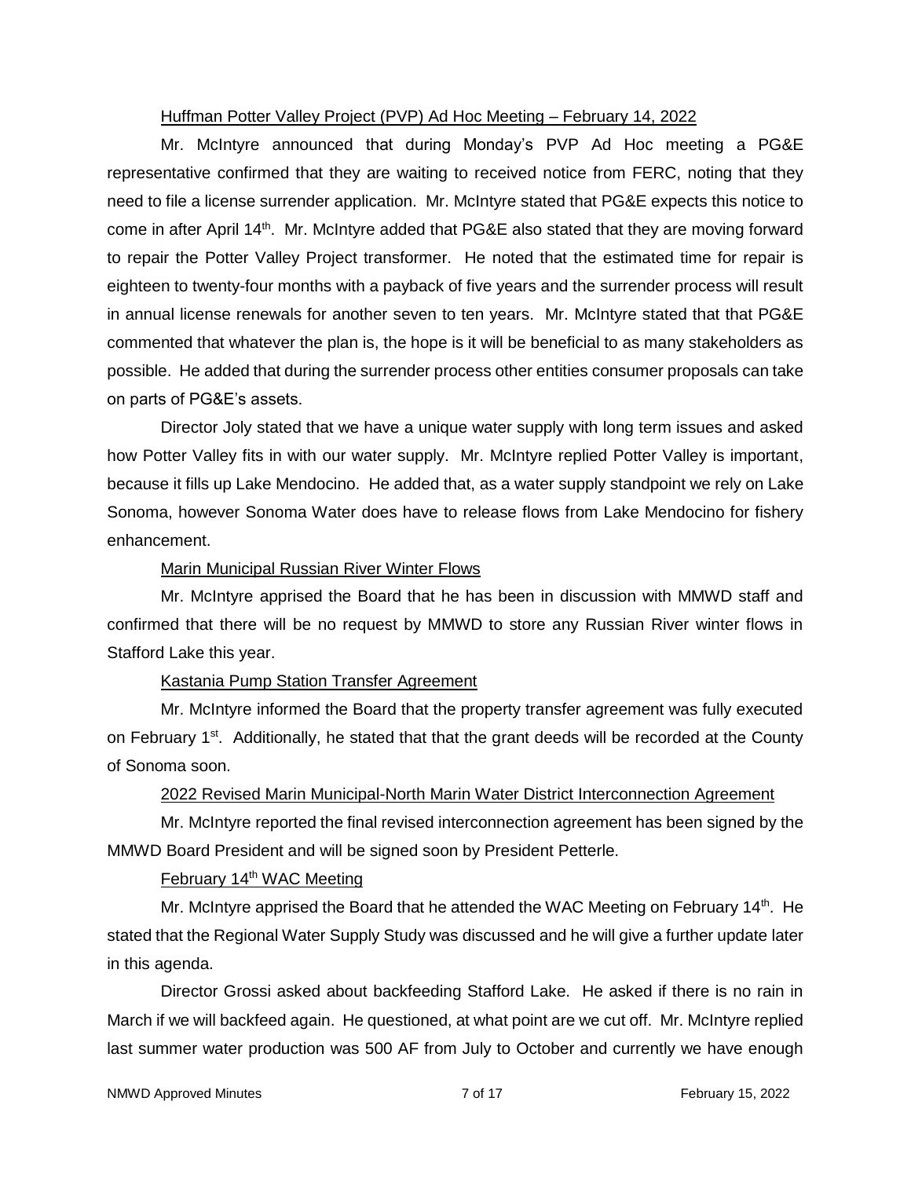Huffman Potter Valley Project (PVP) Ad Hoc Meeting – February 14, 2022

Mr. McIntyre announced that during Monday's PVP Ad Hoc meeting a PG&E representative confirmed that they are waiting to received notice from FERC, noting that they need to file a license surrender application. Mr. McIntyre stated that PG&E expects this notice to come in after April 14th. Mr. McIntyre added that PG&E also stated that they are moving forward to repair the Potter Valley Project transformer. He noted that the estimated time for repair is eighteen to twenty-four months with a payback of five years and the surrender process will result in annual license renewals for another seven to ten years. Mr. McIntyre stated that that PG&E commented that whatever the plan is, the hope is it will be beneficial to as many stakeholders as possible. He added that during the surrender process other entities consumer proposals can take on parts of PG&E's assets.

Director Joly stated that we have a unique water supply with long term issues and asked how Potter Valley fits in with our water supply. Mr. McIntyre replied Potter Valley is important, because it fills up Lake Mendocino. He added that, as a water supply standpoint we rely on Lake Sonoma, however Sonoma Water does have to release flows from Lake Mendocino for fishery enhancement.

Marin Municipal Russian River Winter Flows

Mr. McIntyre apprised the Board that he has been in discussion with MMWD staff and confirmed that there will be no request by MMWD to store any Russian River winter flows in Stafford Lake this year.

Kastania Pump Station Transfer Agreement

Mr. McIntyre informed the Board that the property transfer agreement was fully executed on February 1st. Additionally, he stated that that the grant deeds will be recorded at the County of Sonoma soon.

2022 Revised Marin Municipal-North Marin Water District Interconnection Agreement

Mr. McIntyre reported the final revised interconnection agreement has been signed by the MMWD Board President and will be signed soon by President Petterle.

February 14th WAC Meeting

Mr. McIntyre apprised the Board that he attended the WAC Meeting on February 14th. He stated that the Regional Water Supply Study was discussed and he will give a further update later in this agenda.

Director Grossi asked about backfeeding Stafford Lake. He asked if there is no rain in March if we will backfeed again. He questioned, at what point are we cut off. Mr. McIntyre replied last summer water production was 500 AF from July to October and currently we have enough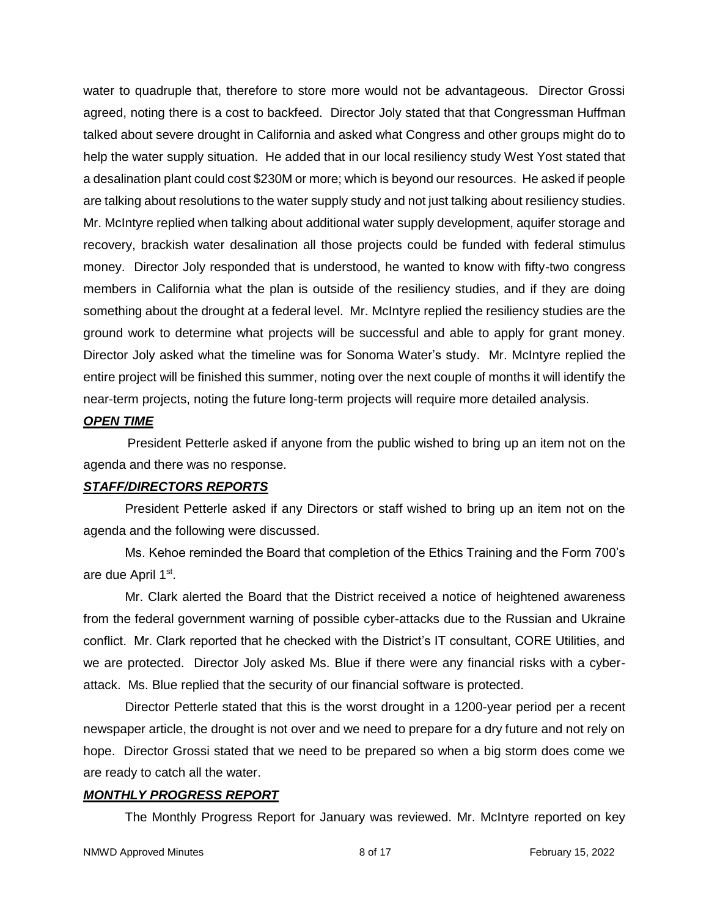water to quadruple that, therefore to store more would not be advantageous. Director Grossi agreed, noting there is a cost to backfeed. Director Joly stated that that Congressman Huffman talked about severe drought in California and asked what Congress and other groups might do to help the water supply situation. He added that in our local resiliency study West Yost stated that a desalination plant could cost $230M or more; which is beyond our resources. He asked if people are talking about resolutions to the water supply study and not just talking about resiliency studies. Mr. McIntyre replied when talking about additional water supply development, aquifer storage and recovery, brackish water desalination all those projects could be funded with federal stimulus money. Director Joly responded that is understood, he wanted to know with fifty-two congress members in California what the plan is outside of the resiliency studies, and if they are doing something about the drought at a federal level. Mr. McIntyre replied the resiliency studies are the ground work to determine what projects will be successful and able to apply for grant money. Director Joly asked what the timeline was for Sonoma Water's study. Mr. McIntyre replied the entire project will be finished this summer, noting over the next couple of months it will identify the near-term projects, noting the future long-term projects will require more detailed analysis.

***OPEN TIME***

President Petterle asked if anyone from the public wished to bring up an item not on the agenda and there was no response.

***STAFF/DIRECTORS REPORTS***

President Petterle asked if any Directors or staff wished to bring up an item not on the agenda and the following were discussed.

Ms. Kehoe reminded the Board that completion of the Ethics Training and the Form 700's are due April 1st.

Mr. Clark alerted the Board that the District received a notice of heightened awareness from the federal government warning of possible cyber-attacks due to the Russian and Ukraine conflict. Mr. Clark reported that he checked with the District's IT consultant, CORE Utilities, and we are protected. Director Joly asked Ms. Blue if there were any financial risks with a cyber-attack. Ms. Blue replied that the security of our financial software is protected.

Director Petterle stated that this is the worst drought in a 1200-year period per a recent newspaper article, the drought is not over and we need to prepare for a dry future and not rely on hope. Director Grossi stated that we need to be prepared so when a big storm does come we are ready to catch all the water.

***MONTHLY PROGRESS REPORT***

The Monthly Progress Report for January was reviewed. Mr. McIntyre reported on key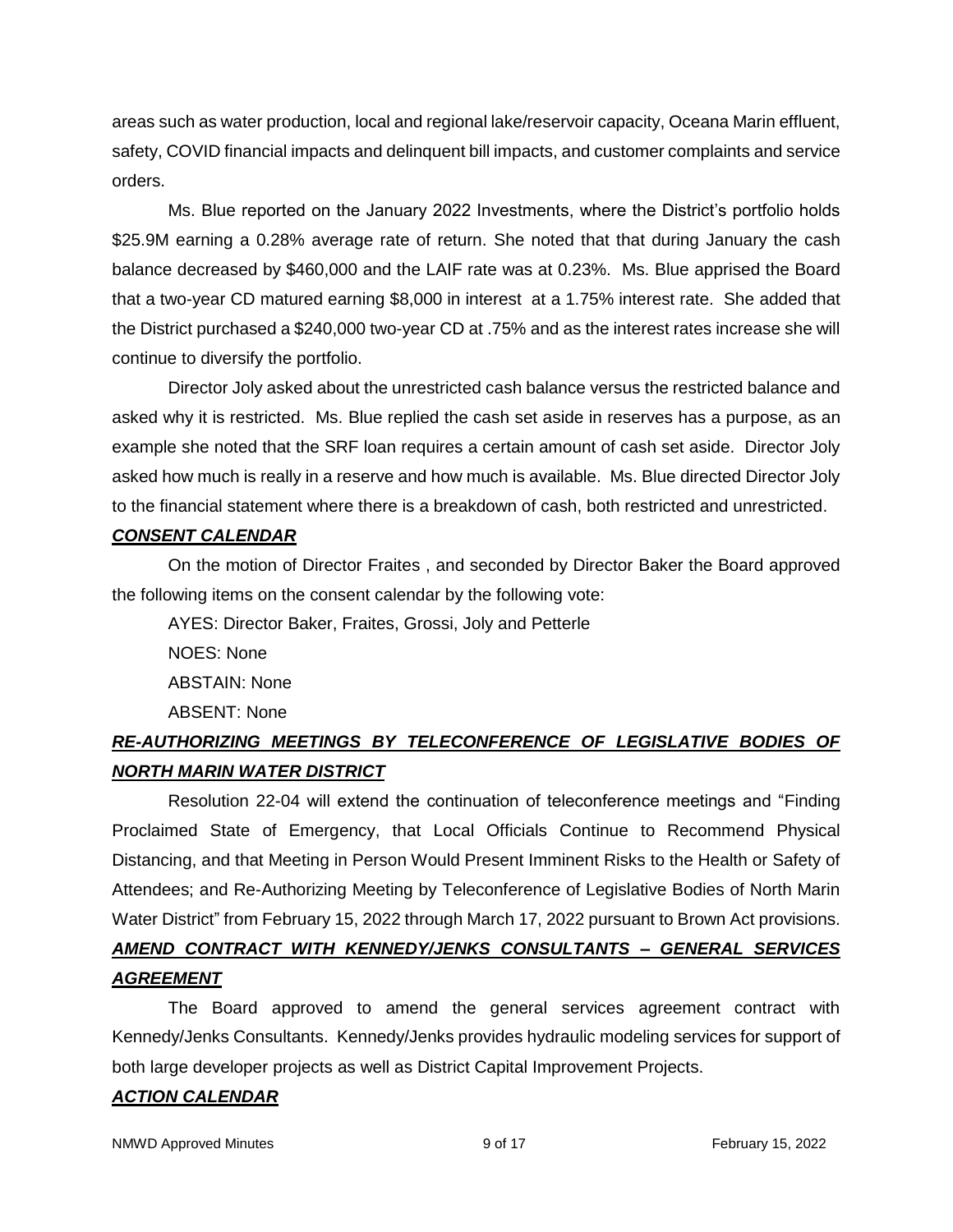areas such as water production, local and regional lake/reservoir capacity, Oceana Marin effluent, safety, COVID financial impacts and delinquent bill impacts, and customer complaints and service orders.

Ms. Blue reported on the January 2022 Investments, where the District's portfolio holds $25.9M earning a 0.28% average rate of return. She noted that that during January the cash balance decreased by $460,000 and the LAIF rate was at 0.23%. Ms. Blue apprised the Board that a two-year CD matured earning $8,000 in interest at a 1.75% interest rate. She added that the District purchased a $240,000 two-year CD at .75% and as the interest rates increase she will continue to diversify the portfolio.

Director Joly asked about the unrestricted cash balance versus the restricted balance and asked why it is restricted. Ms. Blue replied the cash set aside in reserves has a purpose, as an example she noted that the SRF loan requires a certain amount of cash set aside. Director Joly asked how much is really in a reserve and how much is available. Ms. Blue directed Director Joly to the financial statement where there is a breakdown of cash, both restricted and unrestricted.

***CONSENT CALENDAR***

On the motion of Director Fraites , and seconded by Director Baker the Board approved the following items on the consent calendar by the following vote:

AYES: Director Baker, Fraites, Grossi, Joly and Petterle

NOES: None

ABSTAIN: None

ABSENT: None

***RE-AUTHORIZING MEETINGS BY TELECONFERENCE OF LEGISLATIVE BODIES OF NORTH MARIN WATER DISTRICT***

Resolution 22-04 will extend the continuation of teleconference meetings and "Finding Proclaimed State of Emergency, that Local Officials Continue to Recommend Physical Distancing, and that Meeting in Person Would Present Imminent Risks to the Health or Safety of Attendees; and Re-Authorizing Meeting by Teleconference of Legislative Bodies of North Marin Water District" from February 15, 2022 through March 17, 2022 pursuant to Brown Act provisions.

***AMEND CONTRACT WITH KENNEDY/JENKS CONSULTANTS – GENERAL SERVICES AGREEMENT***

The Board approved to amend the general services agreement contract with Kennedy/Jenks Consultants. Kennedy/Jenks provides hydraulic modeling services for support of both large developer projects as well as District Capital Improvement Projects.

***ACTION CALENDAR***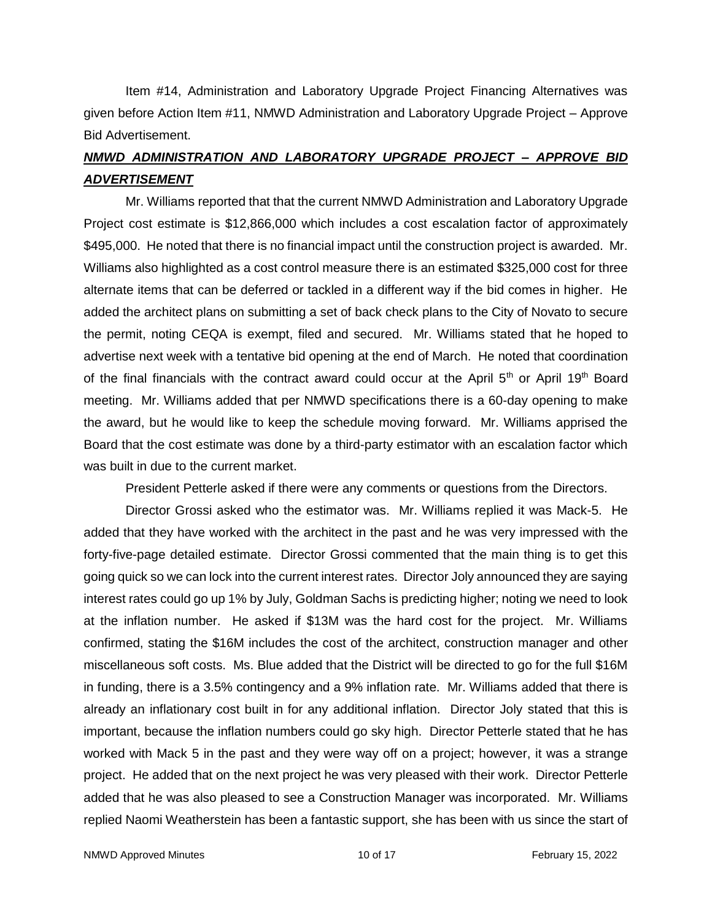Item #14, Administration and Laboratory Upgrade Project Financing Alternatives was given before Action Item #11, NMWD Administration and Laboratory Upgrade Project – Approve Bid Advertisement.

***NMWD ADMINISTRATION AND LABORATORY UPGRADE PROJECT – APPROVE BID ADVERTISEMENT***

Mr. Williams reported that that the current NMWD Administration and Laboratory Upgrade Project cost estimate is $12,866,000 which includes a cost escalation factor of approximately $495,000. He noted that there is no financial impact until the construction project is awarded. Mr. Williams also highlighted as a cost control measure there is an estimated $325,000 cost for three alternate items that can be deferred or tackled in a different way if the bid comes in higher. He added the architect plans on submitting a set of back check plans to the City of Novato to secure the permit, noting CEQA is exempt, filed and secured. Mr. Williams stated that he hoped to advertise next week with a tentative bid opening at the end of March. He noted that coordination of the final financials with the contract award could occur at the April 5th or April 19th Board meeting. Mr. Williams added that per NMWD specifications there is a 60-day opening to make the award, but he would like to keep the schedule moving forward. Mr. Williams apprised the Board that the cost estimate was done by a third-party estimator with an escalation factor which was built in due to the current market.

President Petterle asked if there were any comments or questions from the Directors.

Director Grossi asked who the estimator was. Mr. Williams replied it was Mack-5. He added that they have worked with the architect in the past and he was very impressed with the forty-five-page detailed estimate. Director Grossi commented that the main thing is to get this going quick so we can lock into the current interest rates. Director Joly announced they are saying interest rates could go up 1% by July, Goldman Sachs is predicting higher; noting we need to look at the inflation number. He asked if $13M was the hard cost for the project. Mr. Williams confirmed, stating the $16M includes the cost of the architect, construction manager and other miscellaneous soft costs. Ms. Blue added that the District will be directed to go for the full $16M in funding, there is a 3.5% contingency and a 9% inflation rate. Mr. Williams added that there is already an inflationary cost built in for any additional inflation. Director Joly stated that this is important, because the inflation numbers could go sky high. Director Petterle stated that he has worked with Mack 5 in the past and they were way off on a project; however, it was a strange project. He added that on the next project he was very pleased with their work. Director Petterle added that he was also pleased to see a Construction Manager was incorporated. Mr. Williams replied Naomi Weatherstein has been a fantastic support, she has been with us since the start of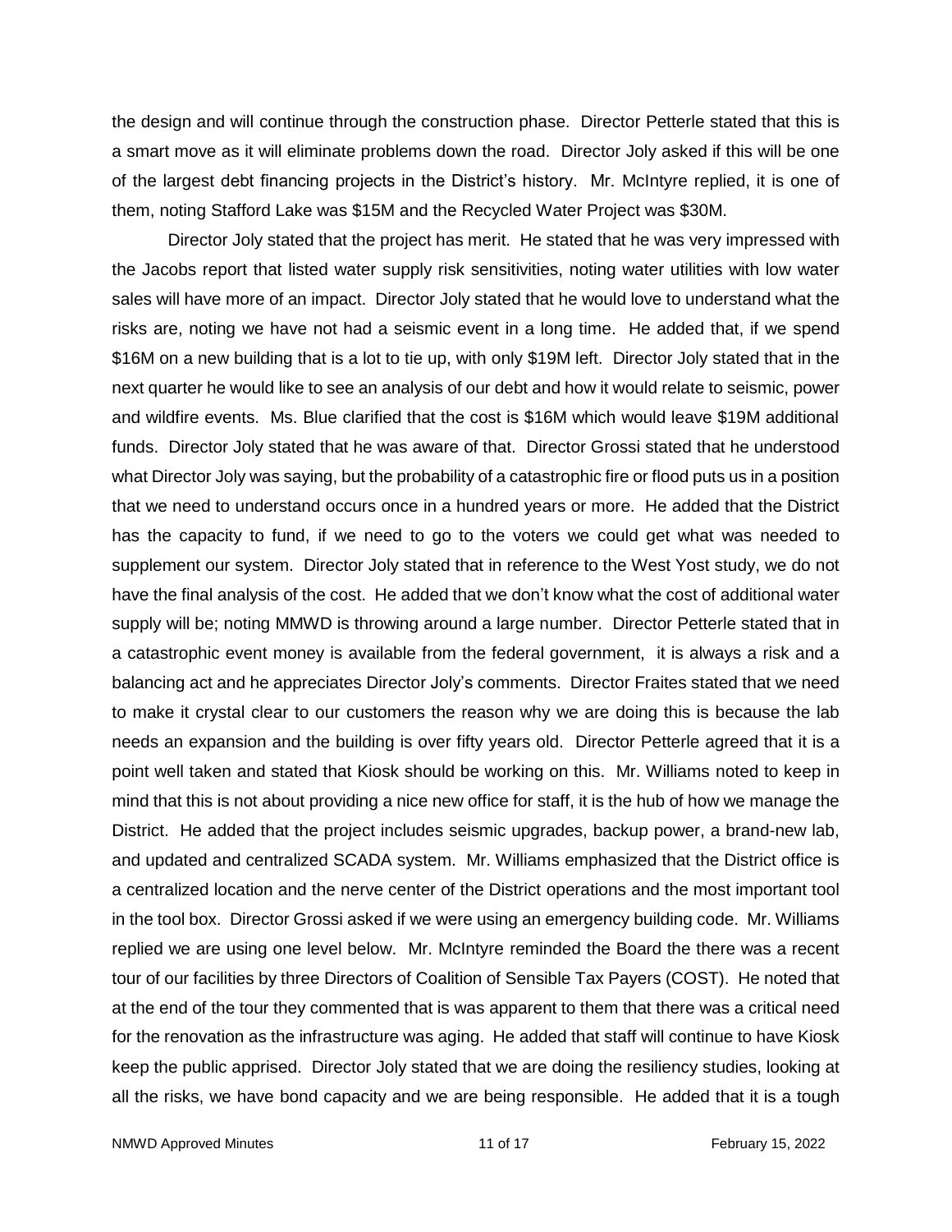the design and will continue through the construction phase. Director Petterle stated that this is a smart move as it will eliminate problems down the road. Director Joly asked if this will be one of the largest debt financing projects in the District's history. Mr. McIntyre replied, it is one of them, noting Stafford Lake was $15M and the Recycled Water Project was $30M.

Director Joly stated that the project has merit. He stated that he was very impressed with the Jacobs report that listed water supply risk sensitivities, noting water utilities with low water sales will have more of an impact. Director Joly stated that he would love to understand what the risks are, noting we have not had a seismic event in a long time. He added that, if we spend $16M on a new building that is a lot to tie up, with only $19M left. Director Joly stated that in the next quarter he would like to see an analysis of our debt and how it would relate to seismic, power and wildfire events. Ms. Blue clarified that the cost is $16M which would leave $19M additional funds. Director Joly stated that he was aware of that. Director Grossi stated that he understood what Director Joly was saying, but the probability of a catastrophic fire or flood puts us in a position that we need to understand occurs once in a hundred years or more. He added that the District has the capacity to fund, if we need to go to the voters we could get what was needed to supplement our system. Director Joly stated that in reference to the West Yost study, we do not have the final analysis of the cost. He added that we don't know what the cost of additional water supply will be; noting MMWD is throwing around a large number. Director Petterle stated that in a catastrophic event money is available from the federal government, it is always a risk and a balancing act and he appreciates Director Joly's comments. Director Fraites stated that we need to make it crystal clear to our customers the reason why we are doing this is because the lab needs an expansion and the building is over fifty years old. Director Petterle agreed that it is a point well taken and stated that Kiosk should be working on this. Mr. Williams noted to keep in mind that this is not about providing a nice new office for staff, it is the hub of how we manage the District. He added that the project includes seismic upgrades, backup power, a brand-new lab, and updated and centralized SCADA system. Mr. Williams emphasized that the District office is a centralized location and the nerve center of the District operations and the most important tool in the tool box. Director Grossi asked if we were using an emergency building code. Mr. Williams replied we are using one level below. Mr. McIntyre reminded the Board the there was a recent tour of our facilities by three Directors of Coalition of Sensible Tax Payers (COST). He noted that at the end of the tour they commented that is was apparent to them that there was a critical need for the renovation as the infrastructure was aging. He added that staff will continue to have Kiosk keep the public apprised. Director Joly stated that we are doing the resiliency studies, looking at all the risks, we have bond capacity and we are being responsible. He added that it is a tough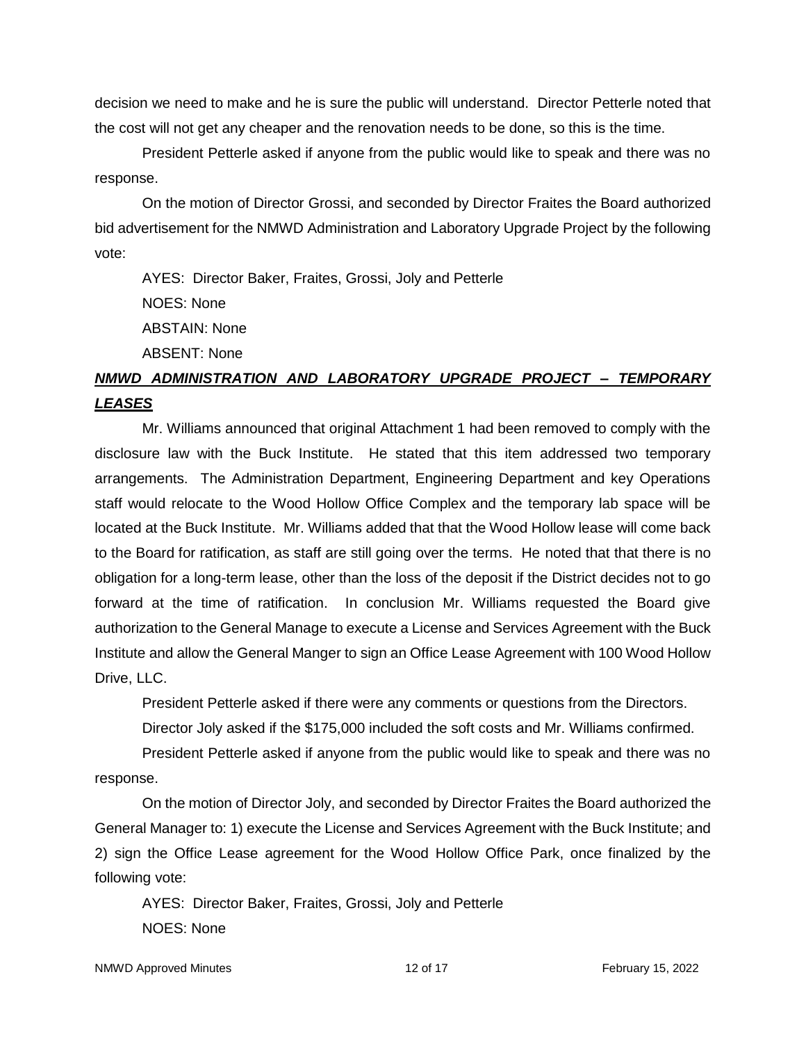decision we need to make and he is sure the public will understand. Director Petterle noted that the cost will not get any cheaper and the renovation needs to be done, so this is the time.

President Petterle asked if anyone from the public would like to speak and there was no response.

On the motion of Director Grossi, and seconded by Director Fraites the Board authorized bid advertisement for the NMWD Administration and Laboratory Upgrade Project by the following vote:

AYES: Director Baker, Fraites, Grossi, Joly and Petterle

NOES: None

ABSTAIN: None

ABSENT: None

***NMWD ADMINISTRATION AND LABORATORY UPGRADE PROJECT – TEMPORARY LEASES***

Mr. Williams announced that original Attachment 1 had been removed to comply with the disclosure law with the Buck Institute. He stated that this item addressed two temporary arrangements. The Administration Department, Engineering Department and key Operations staff would relocate to the Wood Hollow Office Complex and the temporary lab space will be located at the Buck Institute. Mr. Williams added that that the Wood Hollow lease will come back to the Board for ratification, as staff are still going over the terms. He noted that that there is no obligation for a long-term lease, other than the loss of the deposit if the District decides not to go forward at the time of ratification. In conclusion Mr. Williams requested the Board give authorization to the General Manage to execute a License and Services Agreement with the Buck Institute and allow the General Manger to sign an Office Lease Agreement with 100 Wood Hollow Drive, LLC.

President Petterle asked if there were any comments or questions from the Directors.

Director Joly asked if the $175,000 included the soft costs and Mr. Williams confirmed.

President Petterle asked if anyone from the public would like to speak and there was no response.

On the motion of Director Joly, and seconded by Director Fraites the Board authorized the General Manager to: 1) execute the License and Services Agreement with the Buck Institute; and 2) sign the Office Lease agreement for the Wood Hollow Office Park, once finalized by the following vote:

AYES: Director Baker, Fraites, Grossi, Joly and Petterle

NOES: None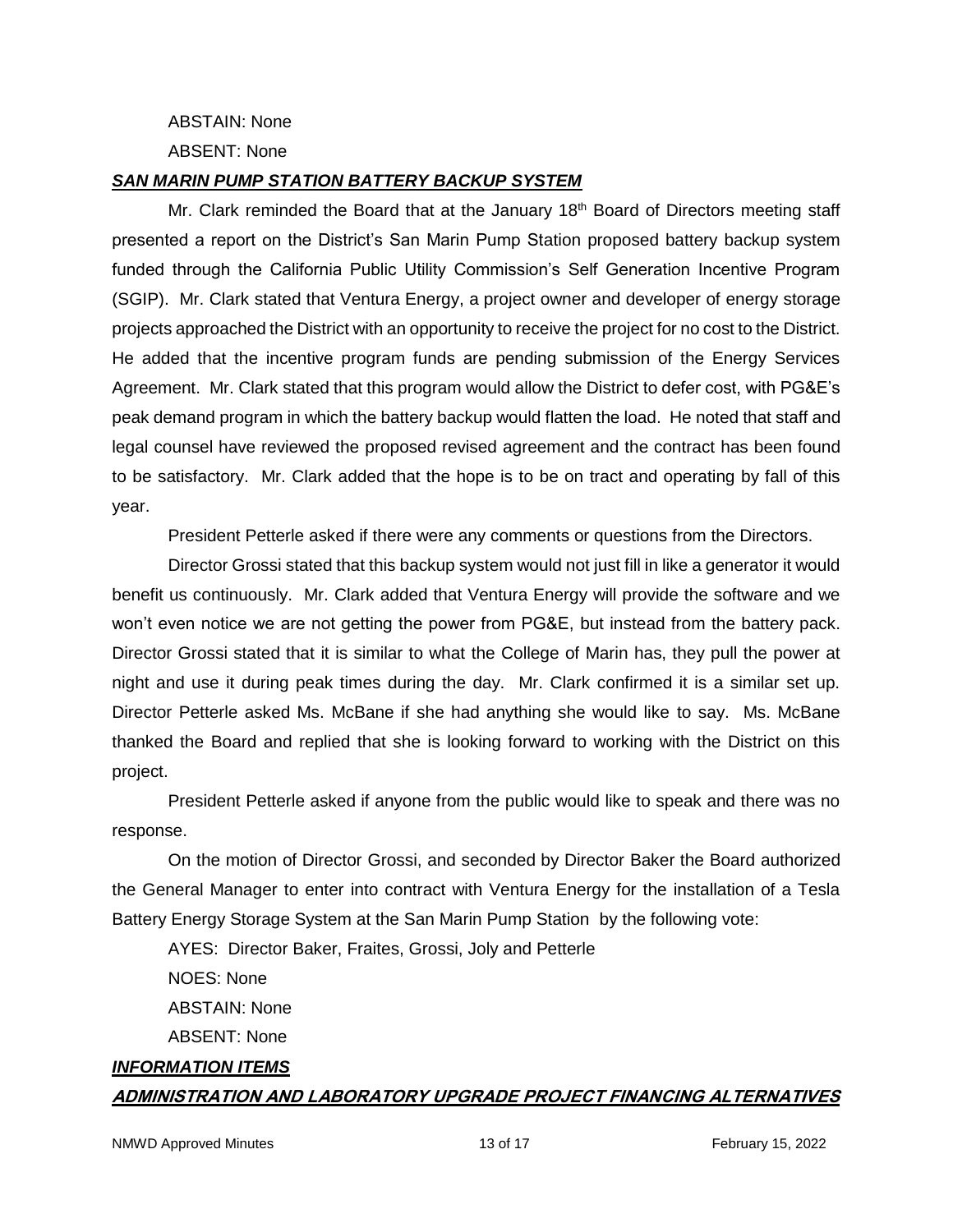ABSTAIN: None

ABSENT: None

***SAN MARIN PUMP STATION BATTERY BACKUP SYSTEM***

Mr. Clark reminded the Board that at the January 18th Board of Directors meeting staff presented a report on the District's San Marin Pump Station proposed battery backup system funded through the California Public Utility Commission's Self Generation Incentive Program (SGIP). Mr. Clark stated that Ventura Energy, a project owner and developer of energy storage projects approached the District with an opportunity to receive the project for no cost to the District. He added that the incentive program funds are pending submission of the Energy Services Agreement. Mr. Clark stated that this program would allow the District to defer cost, with PG&E's peak demand program in which the battery backup would flatten the load. He noted that staff and legal counsel have reviewed the proposed revised agreement and the contract has been found to be satisfactory. Mr. Clark added that the hope is to be on tract and operating by fall of this year.

President Petterle asked if there were any comments or questions from the Directors.

Director Grossi stated that this backup system would not just fill in like a generator it would benefit us continuously. Mr. Clark added that Ventura Energy will provide the software and we won't even notice we are not getting the power from PG&E, but instead from the battery pack. Director Grossi stated that it is similar to what the College of Marin has, they pull the power at night and use it during peak times during the day. Mr. Clark confirmed it is a similar set up. Director Petterle asked Ms. McBane if she had anything she would like to say. Ms. McBane thanked the Board and replied that she is looking forward to working with the District on this project.

President Petterle asked if anyone from the public would like to speak and there was no response.

On the motion of Director Grossi, and seconded by Director Baker the Board authorized the General Manager to enter into contract with Ventura Energy for the installation of a Tesla Battery Energy Storage System at the San Marin Pump Station by the following vote:

AYES: Director Baker, Fraites, Grossi, Joly and Petterle

NOES: None

ABSTAIN: None

ABSENT: None

***INFORMATION ITEMS***

***ADMINISTRATION AND LABORATORY UPGRADE PROJECT FINANCING ALTERNATIVES***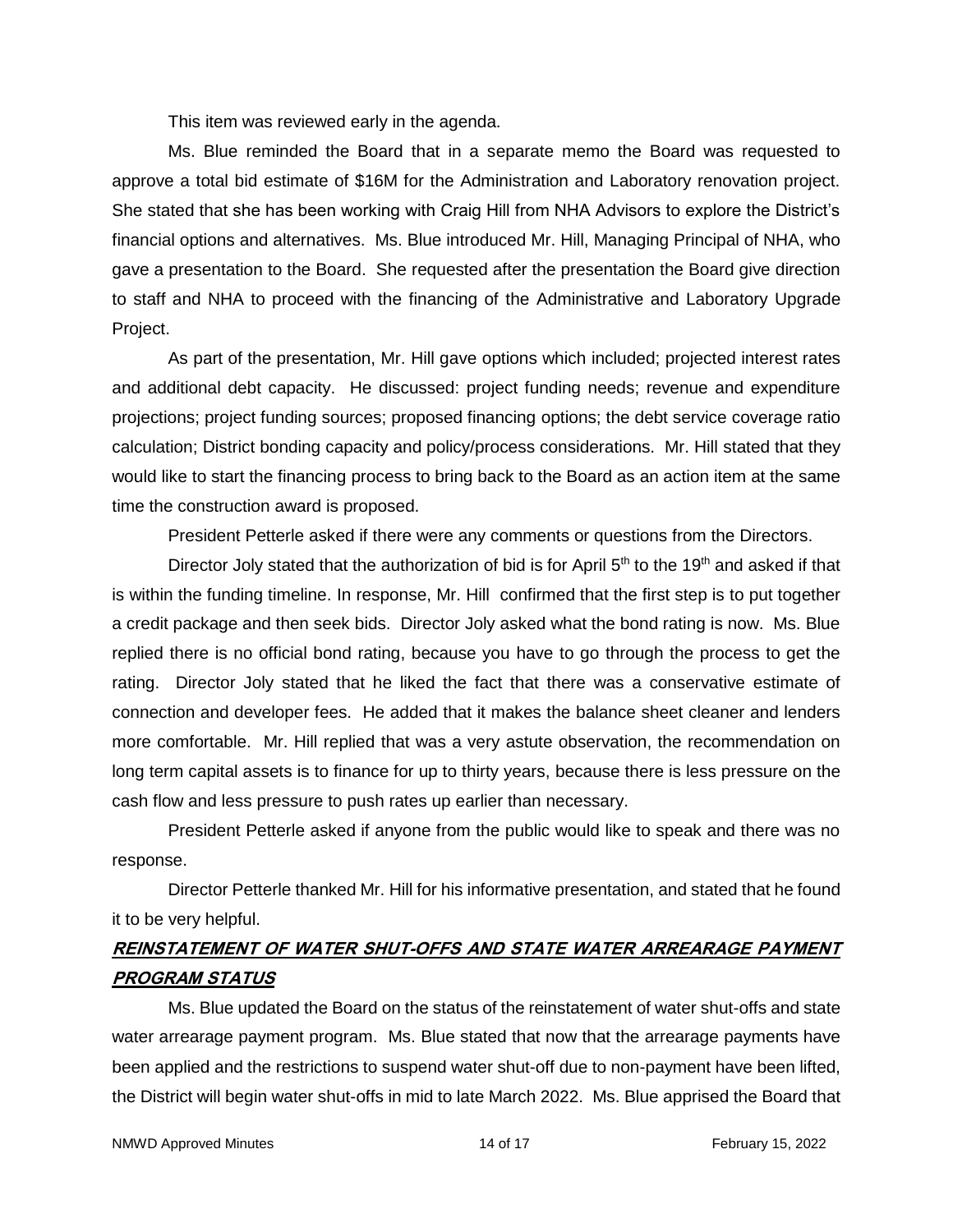This item was reviewed early in the agenda.

Ms. Blue reminded the Board that in a separate memo the Board was requested to approve a total bid estimate of $16M for the Administration and Laboratory renovation project. She stated that she has been working with Craig Hill from NHA Advisors to explore the District's financial options and alternatives. Ms. Blue introduced Mr. Hill, Managing Principal of NHA, who gave a presentation to the Board. She requested after the presentation the Board give direction to staff and NHA to proceed with the financing of the Administrative and Laboratory Upgrade Project.

As part of the presentation, Mr. Hill gave options which included; projected interest rates and additional debt capacity. He discussed: project funding needs; revenue and expenditure projections; project funding sources; proposed financing options; the debt service coverage ratio calculation; District bonding capacity and policy/process considerations. Mr. Hill stated that they would like to start the financing process to bring back to the Board as an action item at the same time the construction award is proposed.

President Petterle asked if there were any comments or questions from the Directors.

Director Joly stated that the authorization of bid is for April 5th to the 19th and asked if that is within the funding timeline. In response, Mr. Hill confirmed that the first step is to put together a credit package and then seek bids. Director Joly asked what the bond rating is now. Ms. Blue replied there is no official bond rating, because you have to go through the process to get the rating. Director Joly stated that he liked the fact that there was a conservative estimate of connection and developer fees. He added that it makes the balance sheet cleaner and lenders more comfortable. Mr. Hill replied that was a very astute observation, the recommendation on long term capital assets is to finance for up to thirty years, because there is less pressure on the cash flow and less pressure to push rates up earlier than necessary.

President Petterle asked if anyone from the public would like to speak and there was no response.

Director Petterle thanked Mr. Hill for his informative presentation, and stated that he found it to be very helpful.

## ***REINSTATEMENT OF WATER SHUT-OFFS AND STATE WATER ARREARAGE PAYMENT PROGRAM STATUS***

Ms. Blue updated the Board on the status of the reinstatement of water shut-offs and state water arrearage payment program. Ms. Blue stated that now that the arrearage payments have been applied and the restrictions to suspend water shut-off due to non-payment have been lifted, the District will begin water shut-offs in mid to late March 2022. Ms. Blue apprised the Board that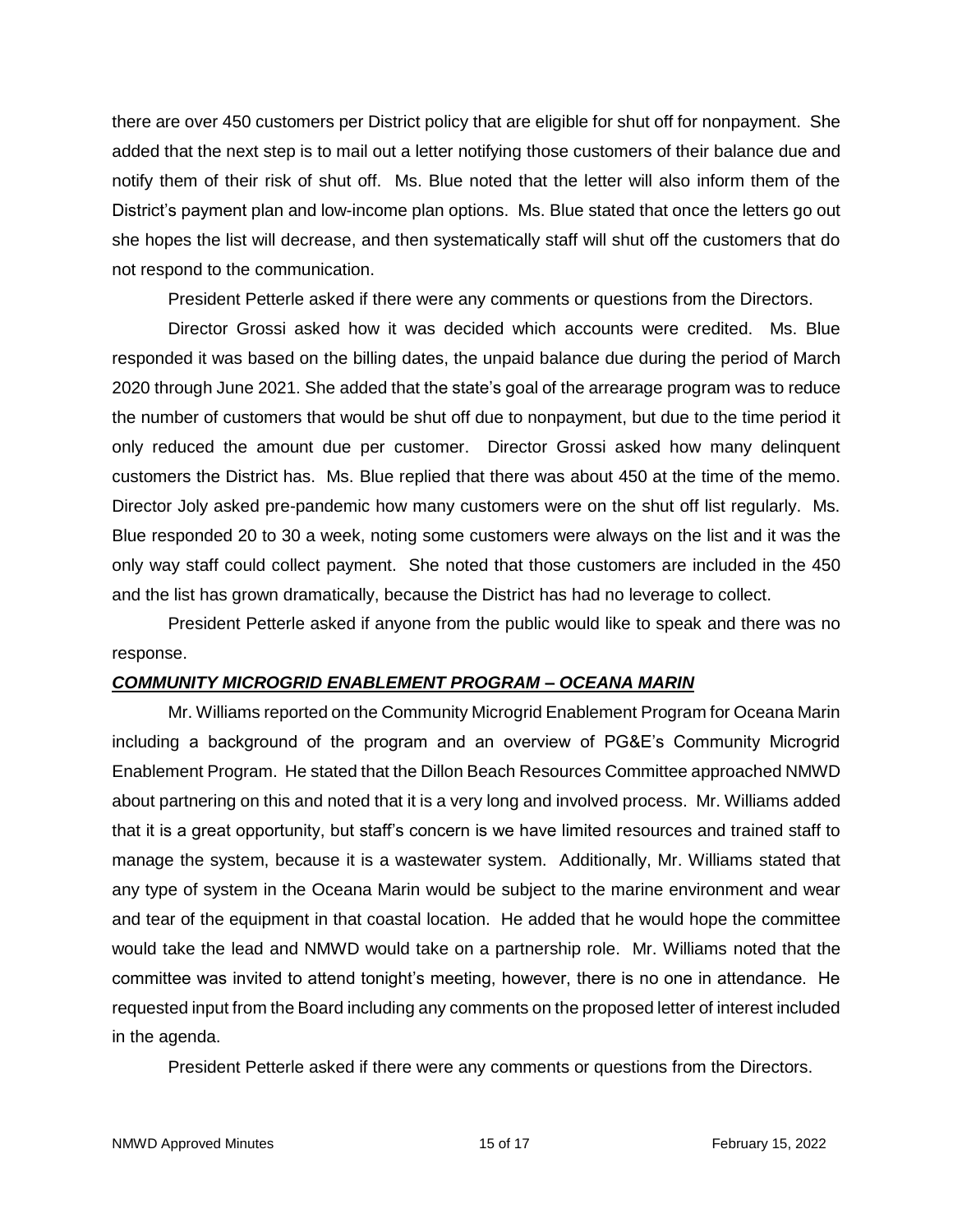there are over 450 customers per District policy that are eligible for shut off for nonpayment. She added that the next step is to mail out a letter notifying those customers of their balance due and notify them of their risk of shut off. Ms. Blue noted that the letter will also inform them of the District's payment plan and low-income plan options. Ms. Blue stated that once the letters go out she hopes the list will decrease, and then systematically staff will shut off the customers that do not respond to the communication.

President Petterle asked if there were any comments or questions from the Directors.

Director Grossi asked how it was decided which accounts were credited. Ms. Blue responded it was based on the billing dates, the unpaid balance due during the period of March 2020 through June 2021. She added that the state's goal of the arrearage program was to reduce the number of customers that would be shut off due to nonpayment, but due to the time period it only reduced the amount due per customer. Director Grossi asked how many delinquent customers the District has. Ms. Blue replied that there was about 450 at the time of the memo. Director Joly asked pre-pandemic how many customers were on the shut off list regularly. Ms. Blue responded 20 to 30 a week, noting some customers were always on the list and it was the only way staff could collect payment. She noted that those customers are included in the 450 and the list has grown dramatically, because the District has had no leverage to collect.

President Petterle asked if anyone from the public would like to speak and there was no response.

***COMMUNITY MICROGRID ENABLEMENT PROGRAM – OCEANA MARIN***

Mr. Williams reported on the Community Microgrid Enablement Program for Oceana Marin including a background of the program and an overview of PG&E's Community Microgrid Enablement Program. He stated that the Dillon Beach Resources Committee approached NMWD about partnering on this and noted that it is a very long and involved process. Mr. Williams added that it is a great opportunity, but staff's concern is we have limited resources and trained staff to manage the system, because it is a wastewater system. Additionally, Mr. Williams stated that any type of system in the Oceana Marin would be subject to the marine environment and wear and tear of the equipment in that coastal location. He added that he would hope the committee would take the lead and NMWD would take on a partnership role. Mr. Williams noted that the committee was invited to attend tonight's meeting, however, there is no one in attendance. He requested input from the Board including any comments on the proposed letter of interest included in the agenda.

President Petterle asked if there were any comments or questions from the Directors.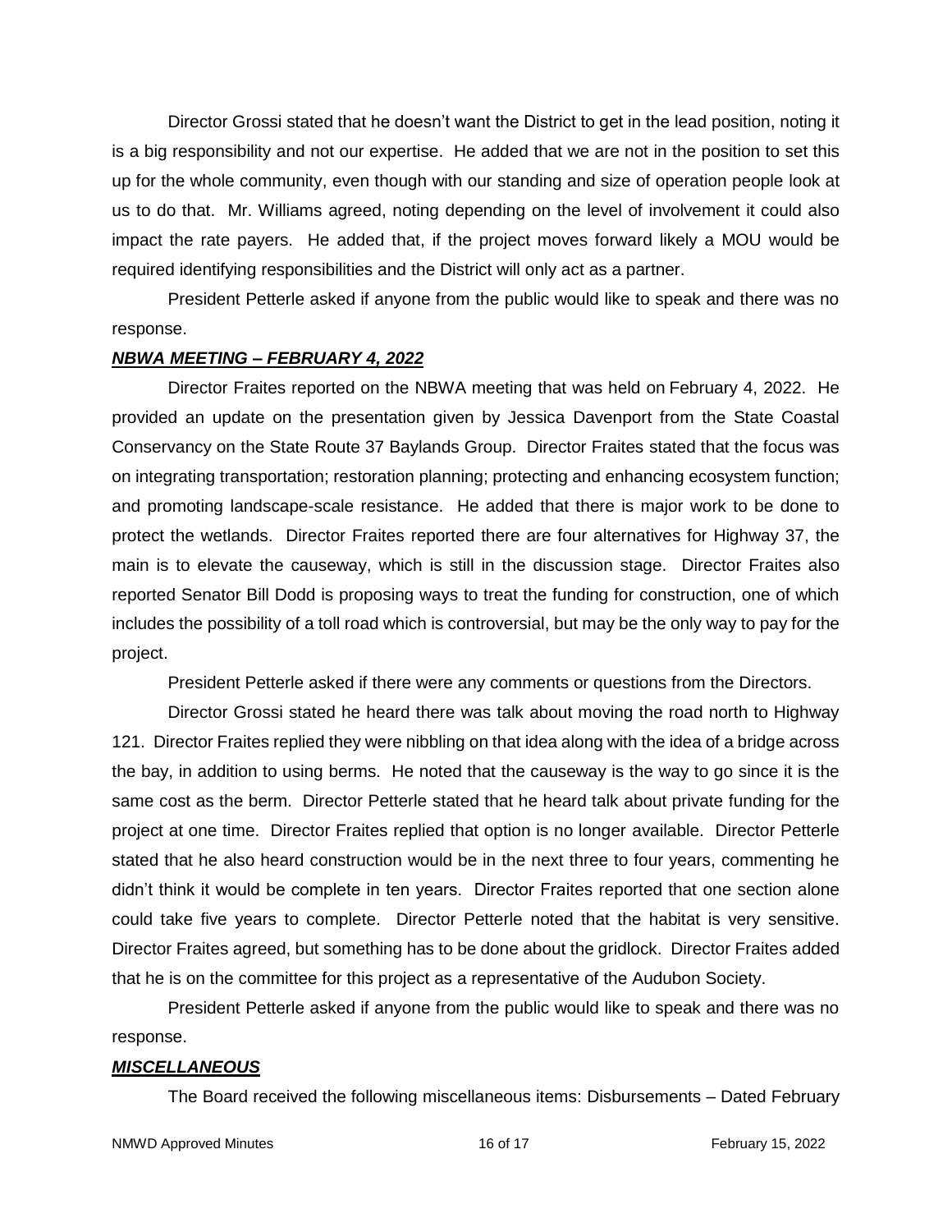Director Grossi stated that he doesn't want the District to get in the lead position, noting it is a big responsibility and not our expertise. He added that we are not in the position to set this up for the whole community, even though with our standing and size of operation people look at us to do that. Mr. Williams agreed, noting depending on the level of involvement it could also impact the rate payers. He added that, if the project moves forward likely a MOU would be required identifying responsibilities and the District will only act as a partner.

President Petterle asked if anyone from the public would like to speak and there was no response.

***NBWA MEETING – FEBRUARY 4, 2022***

Director Fraites reported on the NBWA meeting that was held on February 4, 2022. He provided an update on the presentation given by Jessica Davenport from the State Coastal Conservancy on the State Route 37 Baylands Group. Director Fraites stated that the focus was on integrating transportation; restoration planning; protecting and enhancing ecosystem function; and promoting landscape-scale resistance. He added that there is major work to be done to protect the wetlands. Director Fraites reported there are four alternatives for Highway 37, the main is to elevate the causeway, which is still in the discussion stage. Director Fraites also reported Senator Bill Dodd is proposing ways to treat the funding for construction, one of which includes the possibility of a toll road which is controversial, but may be the only way to pay for the project.

President Petterle asked if there were any comments or questions from the Directors.

Director Grossi stated he heard there was talk about moving the road north to Highway 121. Director Fraites replied they were nibbling on that idea along with the idea of a bridge across the bay, in addition to using berms. He noted that the causeway is the way to go since it is the same cost as the berm. Director Petterle stated that he heard talk about private funding for the project at one time. Director Fraites replied that option is no longer available. Director Petterle stated that he also heard construction would be in the next three to four years, commenting he didn't think it would be complete in ten years. Director Fraites reported that one section alone could take five years to complete. Director Petterle noted that the habitat is very sensitive. Director Fraites agreed, but something has to be done about the gridlock. Director Fraites added that he is on the committee for this project as a representative of the Audubon Society.

President Petterle asked if anyone from the public would like to speak and there was no response.

***MISCELLANEOUS***

The Board received the following miscellaneous items: Disbursements – Dated February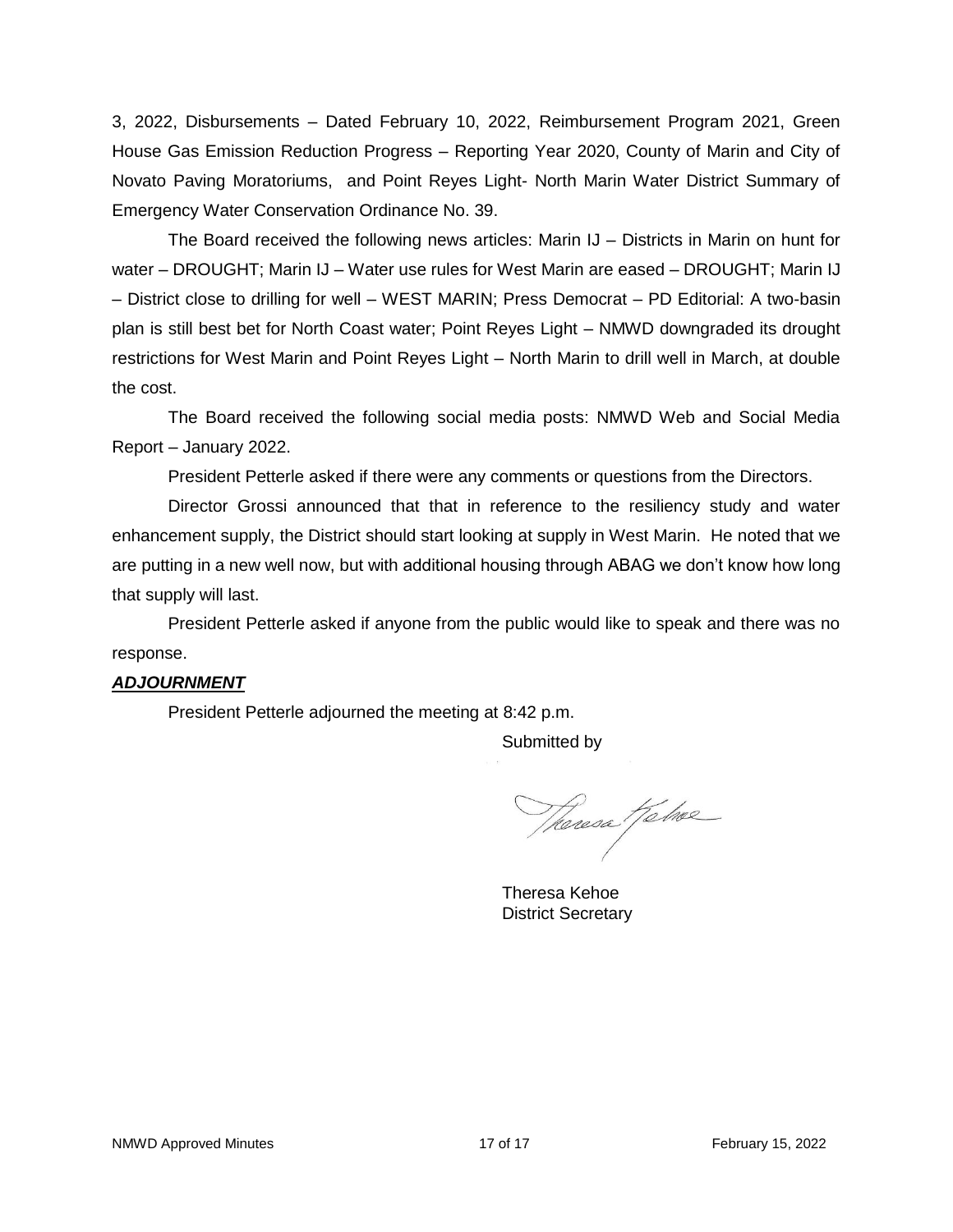3, 2022, Disbursements – Dated February 10, 2022, Reimbursement Program 2021, Green House Gas Emission Reduction Progress – Reporting Year 2020, County of Marin and City of Novato Paving Moratoriums, and Point Reyes Light- North Marin Water District Summary of Emergency Water Conservation Ordinance No. 39.

The Board received the following news articles: Marin IJ – Districts in Marin on hunt for water – DROUGHT; Marin IJ – Water use rules for West Marin are eased – DROUGHT; Marin IJ – District close to drilling for well – WEST MARIN; Press Democrat – PD Editorial: A two-basin plan is still best bet for North Coast water; Point Reyes Light – NMWD downgraded its drought restrictions for West Marin and Point Reyes Light – North Marin to drill well in March, at double the cost.

The Board received the following social media posts: NMWD Web and Social Media Report – January 2022.

President Petterle asked if there were any comments or questions from the Directors.

Director Grossi announced that that in reference to the resiliency study and water enhancement supply, the District should start looking at supply in West Marin. He noted that we are putting in a new well now, but with additional housing through ABAG we don't know how long that supply will last.

President Petterle asked if anyone from the public would like to speak and there was no response.

***ADJOURNMENT***

President Petterle adjourned the meeting at 8:42 p.m.

Submitted by

Theresa Kehoe

Theresa Kehoe
District Secretary